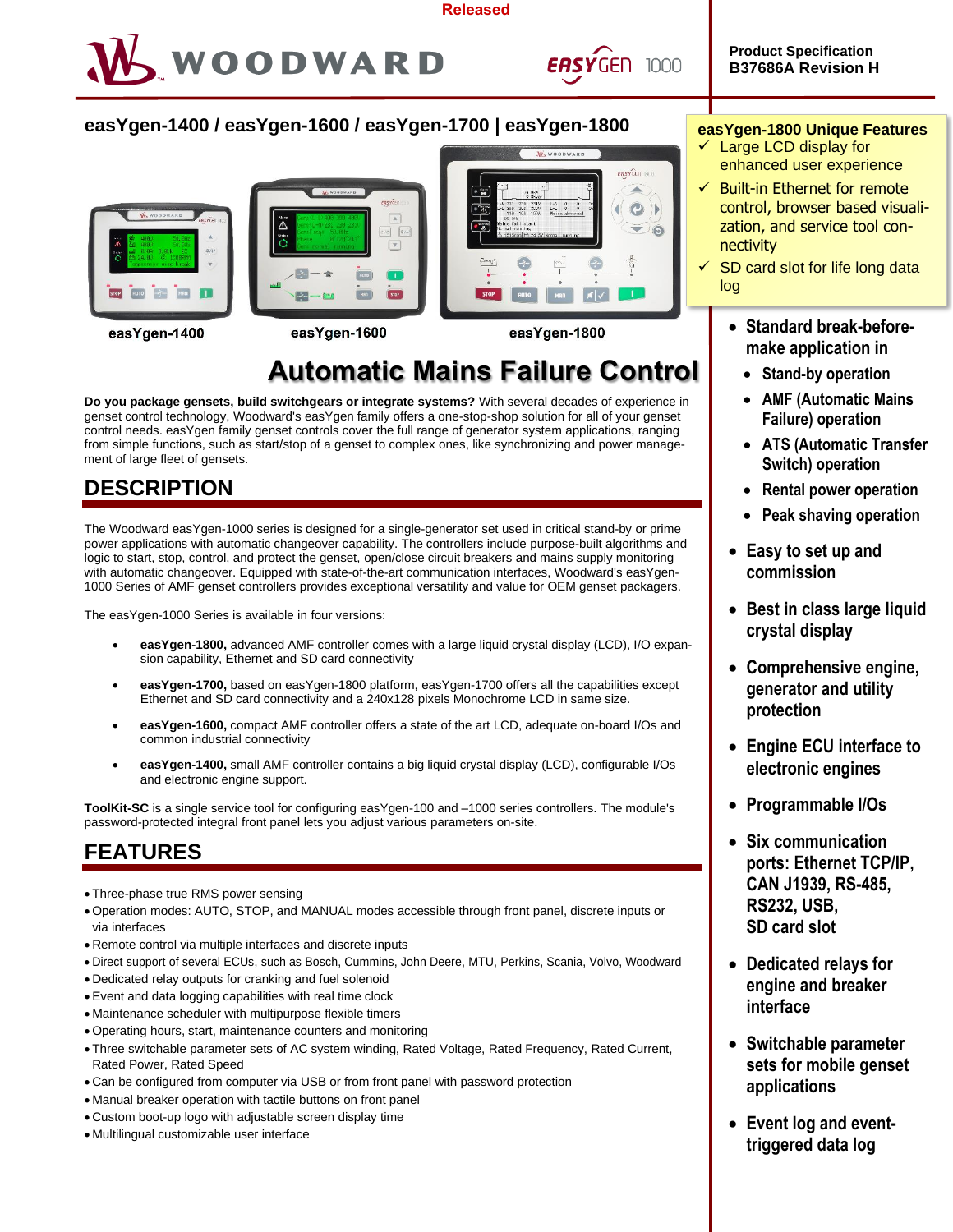Released

**Product Specification**
**B37686A Revision H**

# easYgen-1400 / easYgen-1600 / easYgen-1700 | easYgen-1800

easYgen-1400 easYgen-1600 easYgen-1800

## Automatic Mains Failure Control

**Do you package gensets, build switchgears or integrate systems?** With several decades of experience in genset control technology, Woodward's easYgen family offers a one-stop-shop solution for all of your genset control needs. easYgen family genset controls cover the full range of generator system applications, ranging from simple functions, such as start/stop of a genset to complex ones, like synchronizing and power management of large fleet of gensets.

## DESCRIPTION

The Woodward easYgen-1000 series is designed for a single-generator set used in critical stand-by or prime power applications with automatic changeover capability. The controllers include purpose-built algorithms and logic to start, stop, control, and protect the genset, open/close circuit breakers and mains supply monitoring with automatic changeover. Equipped with state-of-the-art communication interfaces, Woodward's easYgen-1000 Series of AMF genset controllers provides exceptional versatility and value for OEM genset packagers.

The easYgen-1000 Series is available in four versions:

- **easYgen-1800,** advanced AMF controller comes with a large liquid crystal display (LCD), I/O expansion capability, Ethernet and SD card connectivity
- **easYgen-1700,** based on easYgen-1800 platform, easYgen-1700 offers all the capabilities except Ethernet and SD card connectivity and a 240x128 pixels Monochrome LCD in same size.
- **easYgen-1600,** compact AMF controller offers a state of the art LCD, adequate on-board I/Os and common industrial connectivity
- **easYgen-1400,** small AMF controller contains a big liquid crystal display (LCD), configurable I/Os and electronic engine support.

**ToolKit-SC** is a single service tool for configuring easYgen-100 and –1000 series controllers. The module's password-protected integral front panel lets you adjust various parameters on-site.

## FEATURES

- Three-phase true RMS power sensing
- Operation modes: AUTO, STOP, and MANUAL modes accessible through front panel, discrete inputs or via interfaces
- Remote control via multiple interfaces and discrete inputs
- Direct support of several ECUs, such as Bosch, Cummins, John Deere, MTU, Perkins, Scania, Volvo, Woodward
- Dedicated relay outputs for cranking and fuel solenoid
- Event and data logging capabilities with real time clock
- Maintenance scheduler with multipurpose flexible timers
- Operating hours, start, maintenance counters and monitoring
- Three switchable parameter sets of AC system winding, Rated Voltage, Rated Frequency, Rated Current, Rated Power, Rated Speed
- Can be configured from computer via USB or from front panel with password protection
- Manual breaker operation with tactile buttons on front panel
- Custom boot-up logo with adjustable screen display time
- Multilingual customizable user interface

**easYgen-1800 Unique Features**

- ✓ Large LCD display for enhanced user experience
- ✓ Built-in Ethernet for remote control, browser based visualization, and service tool connectivity
- ✓ SD card slot for life long data log

- **Standard break-before-make application in**
  - **Stand-by operation**
  - **AMF (Automatic Mains Failure) operation**
  - **ATS (Automatic Transfer Switch) operation**
  - **Rental power operation**
  - **Peak shaving operation**
- **Easy to set up and commission**
- **Best in class large liquid crystal display**
- **Comprehensive engine, generator and utility protection**
- **Engine ECU interface to electronic engines**
- **Programmable I/Os**
- **Six communication ports: Ethernet TCP/IP, CAN J1939, RS-485, RS232, USB, SD card slot**
- **Dedicated relays for engine and breaker interface**
- **Switchable parameter sets for mobile genset applications**
- **Event log and event-triggered data log**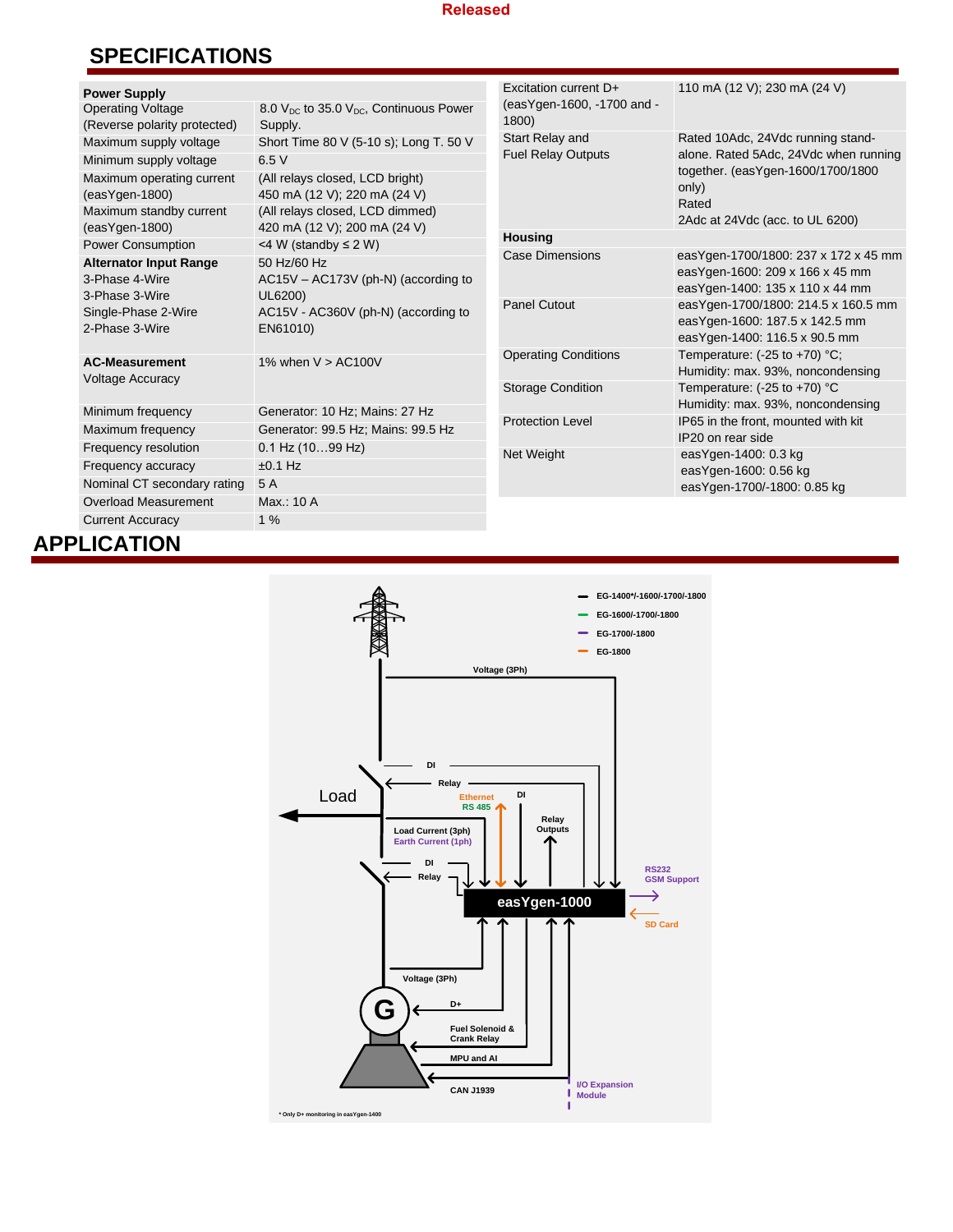Released

## SPECIFICATIONS

| **Power Supply** | |
|---|---|
| Operating Voltage (Reverse polarity protected) | 8.0 $V_{DC}$ to 35.0 $V_{DC}$, Continuous Power Supply. |
| Maximum supply voltage | Short Time 80 V (5-10 s); Long T. 50 V |
| Minimum supply voltage | 6.5 V |
| Maximum operating current (easYgen-1800) | (All relays closed, LCD bright) 450 mA (12 V); 220 mA (24 V) |
| Maximum standby current (easYgen-1800) | (All relays closed, LCD dimmed) 420 mA (12 V); 200 mA (24 V) |
| Power Consumption | <4 W (standby ≤ 2 W) |
| **Alternator Input Range** 3-Phase 4-Wire 3-Phase 3-Wire Single-Phase 2-Wire 2-Phase 3-Wire | 50 Hz/60 Hz AC15V – AC173V (ph-N) (according to UL6200) AC15V - AC360V (ph-N) (according to EN61010) |
| **AC-Measurement** Voltage Accuracy | 1% when V > AC100V |
| Minimum frequency | Generator: 10 Hz; Mains: 27 Hz |
| Maximum frequency | Generator: 99.5 Hz; Mains: 99.5 Hz |
| Frequency resolution | 0.1 Hz (10…99 Hz) |
| Frequency accuracy | ±0.1 Hz |
| Nominal CT secondary rating | 5 A |
| Overload Measurement | Max.: 10 A |
| Current Accuracy | 1 % |

| | |
|---|---|
| Excitation current D+ (easYgen-1600, -1700 and -1800) | 110 mA (12 V); 230 mA (24 V) |
| Start Relay and Fuel Relay Outputs | Rated 10Adc, 24Vdc running stand-alone. Rated 5Adc, 24Vdc when running together. (easYgen-1600/1700/1800 only) Rated 2Adc at 24Vdc (acc. to UL 6200) |
| **Housing** | |
| Case Dimensions | easYgen-1700/1800: 237 x 172 x 45 mm easYgen-1600: 209 x 166 x 45 mm easYgen-1400: 135 x 110 x 44 mm |
| Panel Cutout | easYgen-1700/1800: 214.5 x 160.5 mm easYgen-1600: 187.5 x 142.5 mm easYgen-1400: 116.5 x 90.5 mm |
| Operating Conditions | Temperature: (-25 to +70) °C; Humidity: max. 93%, noncondensing |
| Storage Condition | Temperature: (-25 to +70) °C Humidity: max. 93%, noncondensing |
| Protection Level | IP65 in the front, mounted with kit IP20 on rear side |
| Net Weight | easYgen-1400: 0.3 kg easYgen-1600: 0.56 kg easYgen-1700/-1800: 0.85 kg |

## APPLICATION

EG-1400*/-1600/-1700/-1800
EG-1600/-1700/-1800
EG-1700/-1800
EG-1800

Voltage (3Ph) · DI · Relay · Load · Ethernet · RS 485 · DI · Relay Outputs · Load Current (3ph) · Earth Current (1ph) · DI · Relay · easYgen-1000 · RS232 · GSM Support · SD Card · Voltage (3Ph) · D+ · Fuel Solenoid & Crank Relay · MPU and AI · CAN J1939 · I/O Expansion Module · G

\* Only D+ monitoring in easYgen-1400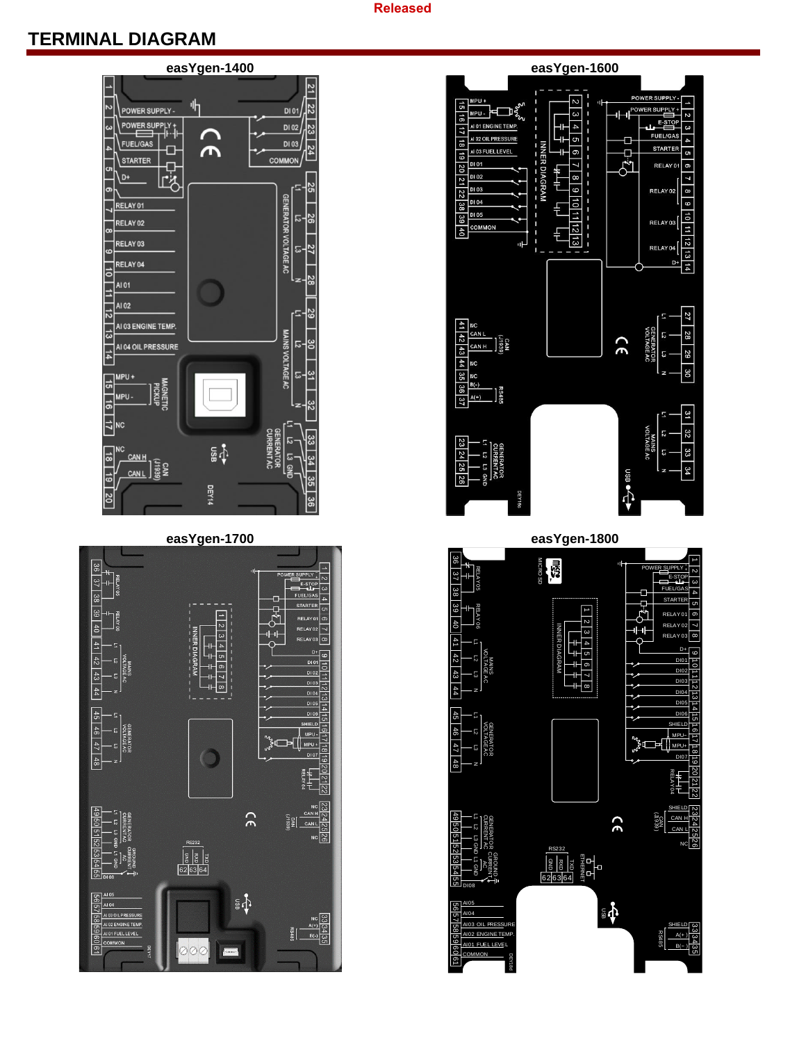## TERMINAL DIAGRAM

easYgen-1400

easYgen-1600

easYgen-1700

easYgen-1800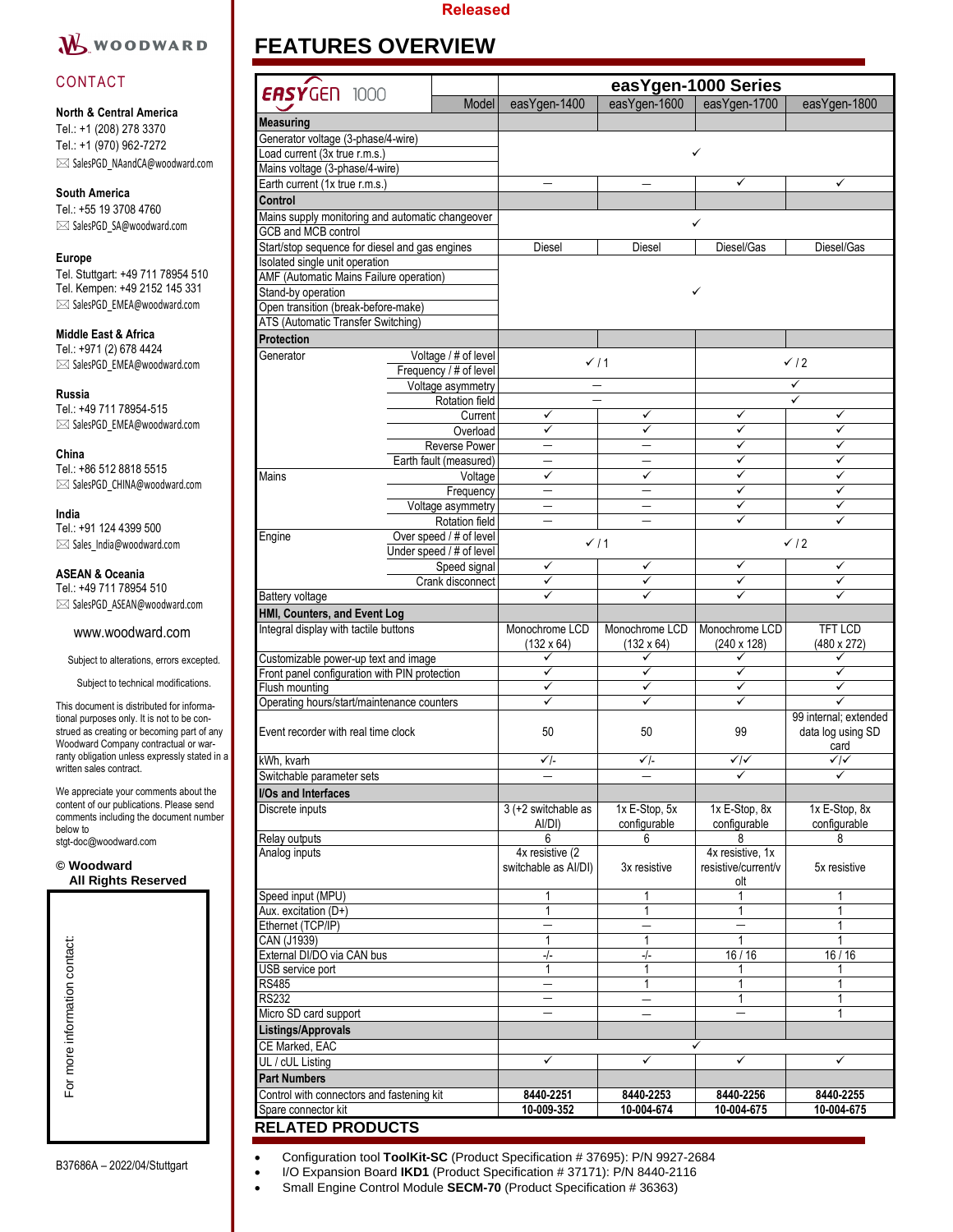Released

# FEATURES OVERVIEW

| EASYGEN 1000 | Model | easYgen-1400 | easYgen-1600 | easYgen-1700 | easYgen-1800 |
|---|---|---|---|---|---|
| **Measuring** | | | | | |
| Generator voltage (3-phase/4-wire) | | ✓ | | | |
| Load current (3x true r.m.s.) | | ✓ | | | |
| Mains voltage (3-phase/4-wire) | | ✓ | | | |
| Earth current (1x true r.m.s.) | | — | — | ✓ | ✓ |
| **Control** | | | | | |
| Mains supply monitoring and automatic changeover | | ✓ | | | |
| GCB and MCB control | | ✓ | | | |
| Start/stop sequence for diesel and gas engines | | Diesel | Diesel | Diesel/Gas | Diesel/Gas |
| Isolated single unit operation | | ✓ | | | |
| AMF (Automatic Mains Failure operation) | | ✓ | | | |
| Stand-by operation | | ✓ | | | |
| Open transition (break-before-make) | | ✓ | | | |
| ATS (Automatic Transfer Switching) | | ✓ | | | |
| **Protection** | | | | | |
| Generator | Voltage / # of level | ✓ / 1 | | ✓ / 2 | |
| | Frequency / # of level | ✓ / 1 | | ✓ / 2 | |
| | Voltage asymmetry | — | | ✓ | |
| | Rotation field | — | | ✓ | |
| | Current | ✓ | ✓ | ✓ | ✓ |
| | Overload | ✓ | ✓ | ✓ | ✓ |
| | Reverse Power | — | — | ✓ | ✓ |
| | Earth fault (measured) | — | — | ✓ | ✓ |
| Mains | Voltage | ✓ | ✓ | ✓ | ✓ |
| | Frequency | — | — | ✓ | ✓ |
| | Voltage asymmetry | — | — | ✓ | ✓ |
| | Rotation field | — | — | ✓ | ✓ |
| Engine | Over speed / # of level | ✓ / 1 | | ✓ / 2 | |
| | Under speed / # of level | ✓ / 1 | | ✓ / 2 | |
| | Speed signal | ✓ | ✓ | ✓ | ✓ |
| | Crank disconnect | ✓ | ✓ | ✓ | ✓ |
| Battery voltage | | ✓ | ✓ | ✓ | ✓ |
| **HMI, Counters, and Event Log** | | | | | |
| Integral display with tactile buttons | | Monochrome LCD (132 x 64) | Monochrome LCD (132 x 64) | Monochrome LCD (240 x 128) | TFT LCD (480 x 272) |
| Customizable power-up text and image | | ✓ | ✓ | ✓ | ✓ |
| Front panel configuration with PIN protection | | ✓ | ✓ | ✓ | ✓ |
| Flush mounting | | ✓ | ✓ | ✓ | ✓ |
| Operating hours/start/maintenance counters | | ✓ | ✓ | ✓ | ✓ |
| Event recorder with real time clock | | 50 | 50 | 99 | 99 internal; extended data log using SD card |
| kWh, kvarh | | ✓/- | ✓/- | ✓/✓ | ✓/✓ |
| Switchable parameter sets | | — | — | ✓ | ✓ |
| **I/Os and Interfaces** | | | | | |
| Discrete inputs | | 3 (+2 switchable as AI/DI) | 1x E-Stop, 5x configurable | 1x E-Stop, 8x configurable | 1x E-Stop, 8x configurable |
| Relay outputs | | 6 | 6 | 8 | 8 |
| Analog inputs | | 4x resistive (2 switchable as AI/DI) | 3x resistive | 4x resistive, 1x resistive/current/volt | 5x resistive |
| Speed input (MPU) | | 1 | 1 | 1 | 1 |
| Aux. excitation (D+) | | 1 | 1 | 1 | 1 |
| Ethernet (TCP/IP) | | — | — | — | 1 |
| CAN (J1939) | | 1 | 1 | 1 | 1 |
| External DI/DO via CAN bus | | -/- | -/- | 16 / 16 | 16 / 16 |
| USB service port | | 1 | 1 | 1 | 1 |
| RS485 | | — | 1 | 1 | 1 |
| RS232 | | — | — | 1 | 1 |
| Micro SD card support | | — | — | — | 1 |
| **Listings/Approvals** | | | | | |
| CE Marked, EAC | | ✓ | | | |
| UL / cUL Listing | | ✓ | ✓ | ✓ | ✓ |
| **Part Numbers** | | | | | |
| Control with connectors and fastening kit | | **8440-2251** | **8440-2253** | **8440-2256** | **8440-2255** |
| Spare connector kit | | **10-009-352** | **10-004-674** | **10-004-675** | **10-004-675** |

## RELATED PRODUCTS

- Configuration tool **ToolKit-SC** (Product Specification # 37695): P/N 9927-2684
- I/O Expansion Board **IKD1** (Product Specification # 37171): P/N 8440-2116
- Small Engine Control Module **SECM-70** (Product Specification # 36363)

WOODWARD

## CONTACT

**North & Central America**
Tel.: +1 (208) 278 3370
Tel.: +1 (970) 962-7272
SalesPGD_NAandCA@woodward.com

**South America**
Tel.: +55 19 3708 4760
SalesPGD_SA@woodward.com

**Europe**
Tel. Stuttgart: +49 711 78954 510
Tel. Kempen: +49 2152 145 331
SalesPGD_EMEA@woodward.com

**Middle East & Africa**
Tel.: +971 (2) 678 4424
SalesPGD_EMEA@woodward.com

**Russia**
Tel.: +49 711 78954-515
SalesPGD_EMEA@woodward.com

**China**
Tel.: +86 512 8818 5515
SalesPGD_CHINA@woodward.com

**India**
Tel.: +91 124 4399 500
Sales_India@woodward.com

**ASEAN & Oceania**
Tel.: +49 711 78954 510
SalesPGD_ASEAN@woodward.com

www.woodward.com

Subject to alterations, errors excepted.

Subject to technical modifications.

This document is distributed for informational purposes only. It is not to be construed as creating or becoming part of any Woodward Company contractual or warranty obligation unless expressly stated in a written sales contract.

We appreciate your comments about the content of our publications. Please send comments including the document number below to
stgt-doc@woodward.com

**© Woodward**
**All Rights Reserved**

For more information contact:

B37686A – 2022/04/Stuttgart